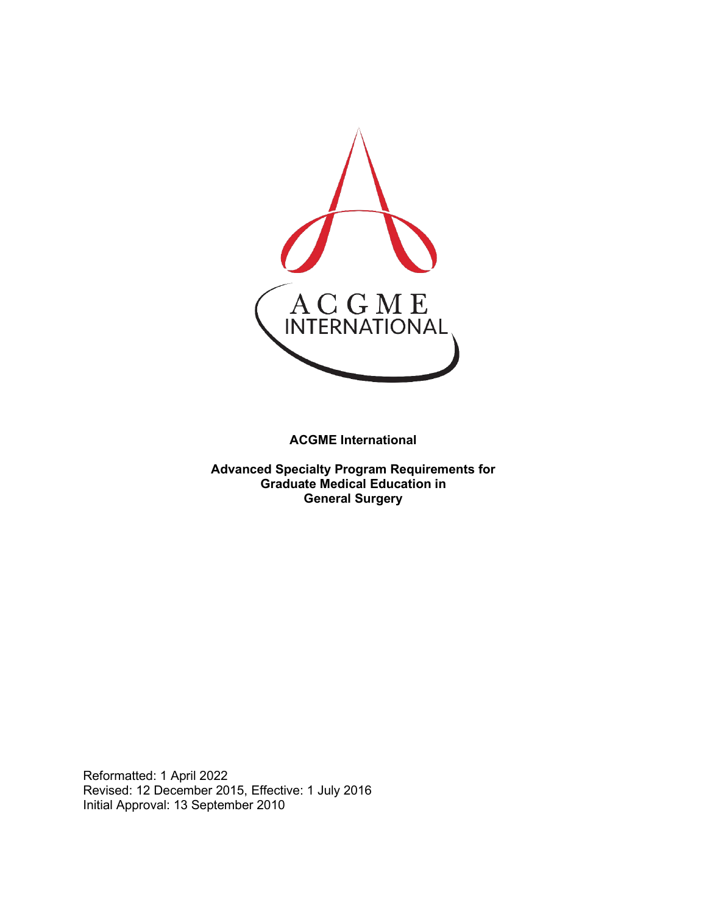ACGME International

**ACGME International**

**Advanced Specialty Program Requirements for Graduate Medical Education in General Surgery**

Reformatted: 1 April 2022
Revised: 12 December 2015, Effective: 1 July 2016
Initial Approval: 13 September 2010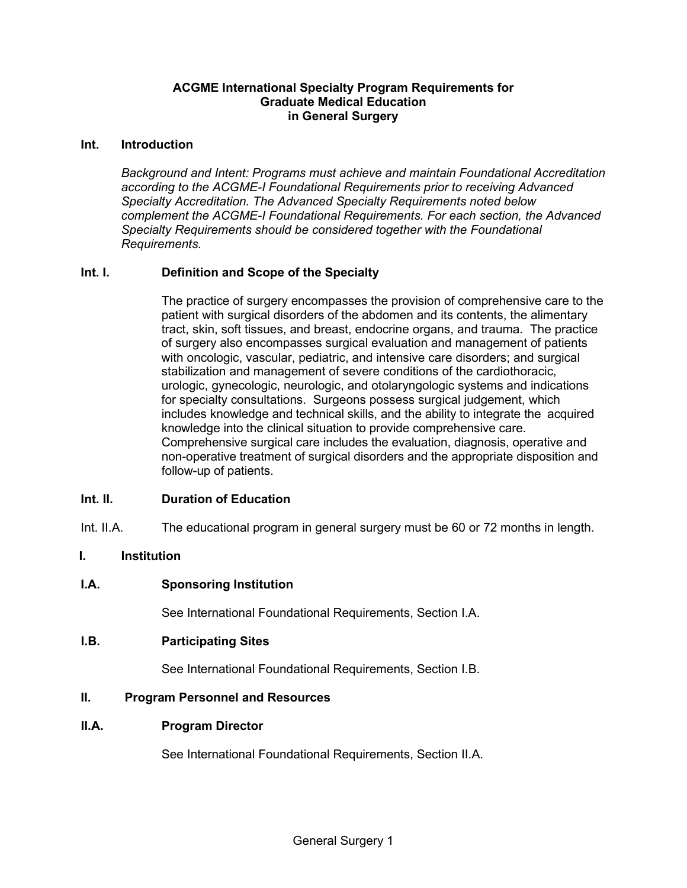**ACGME International Specialty Program Requirements for Graduate Medical Education in General Surgery**

## Int. Introduction

*Background and Intent: Programs must achieve and maintain Foundational Accreditation according to the ACGME-I Foundational Requirements prior to receiving Advanced Specialty Accreditation. The Advanced Specialty Requirements noted below complement the ACGME-I Foundational Requirements. For each section, the Advanced Specialty Requirements should be considered together with the Foundational Requirements.*

### Int. I. Definition and Scope of the Specialty

The practice of surgery encompasses the provision of comprehensive care to the patient with surgical disorders of the abdomen and its contents, the alimentary tract, skin, soft tissues, and breast, endocrine organs, and trauma. The practice of surgery also encompasses surgical evaluation and management of patients with oncologic, vascular, pediatric, and intensive care disorders; and surgical stabilization and management of severe conditions of the cardiothoracic, urologic, gynecologic, neurologic, and otolaryngologic systems and indications for specialty consultations. Surgeons possess surgical judgement, which includes knowledge and technical skills, and the ability to integrate the acquired knowledge into the clinical situation to provide comprehensive care. Comprehensive surgical care includes the evaluation, diagnosis, operative and non-operative treatment of surgical disorders and the appropriate disposition and follow-up of patients.

### Int. II. Duration of Education

Int. II.A. The educational program in general surgery must be 60 or 72 months in length.

## I. Institution

### I.A. Sponsoring Institution

See International Foundational Requirements, Section I.A.

### I.B. Participating Sites

See International Foundational Requirements, Section I.B.

## II. Program Personnel and Resources

### II.A. Program Director

See International Foundational Requirements, Section II.A.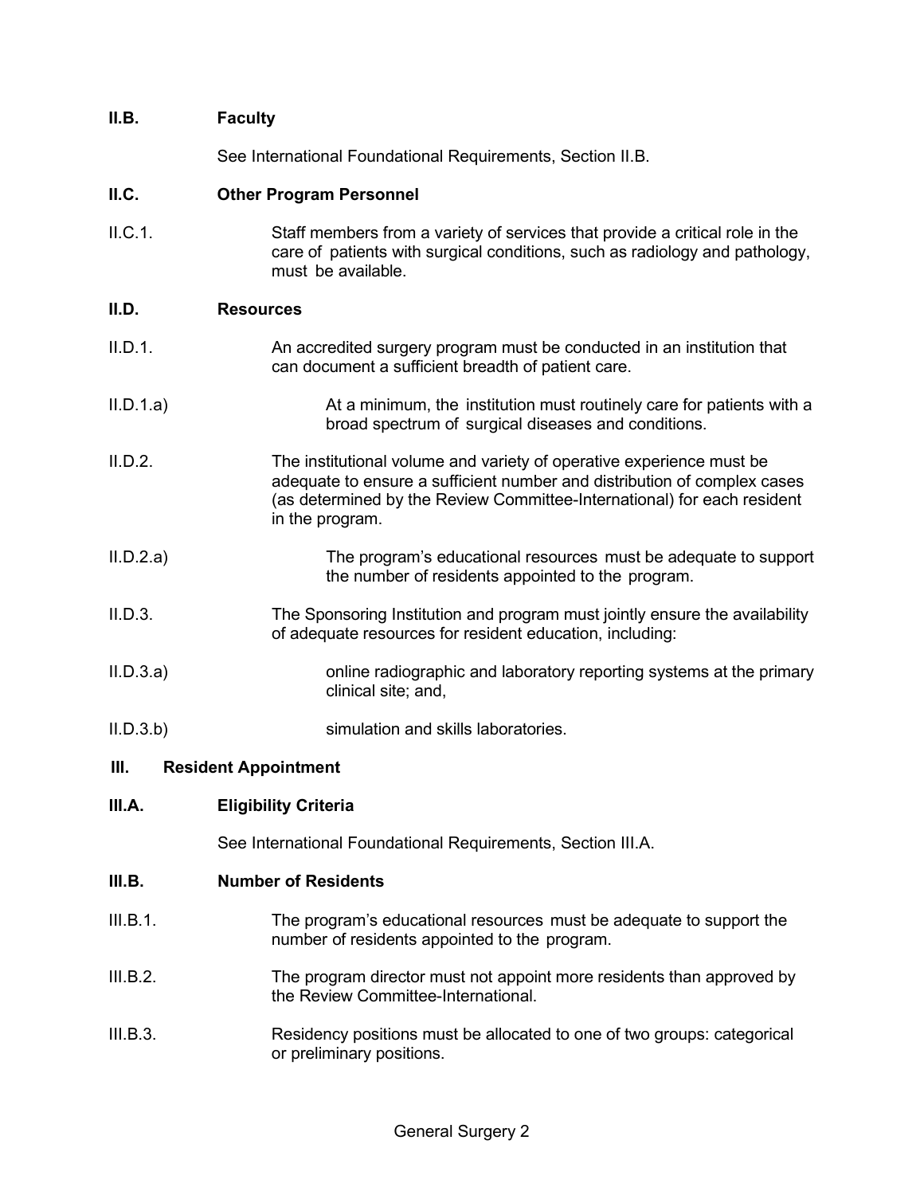**II.B. Faculty**

See International Foundational Requirements, Section II.B.

**II.C. Other Program Personnel**

II.C.1. Staff members from a variety of services that provide a critical role in the care of patients with surgical conditions, such as radiology and pathology, must be available.

**II.D. Resources**

II.D.1. An accredited surgery program must be conducted in an institution that can document a sufficient breadth of patient care.

II.D.1.a) At a minimum, the institution must routinely care for patients with a broad spectrum of surgical diseases and conditions.

II.D.2. The institutional volume and variety of operative experience must be adequate to ensure a sufficient number and distribution of complex cases (as determined by the Review Committee-International) for each resident in the program.

II.D.2.a) The program's educational resources must be adequate to support the number of residents appointed to the program.

II.D.3. The Sponsoring Institution and program must jointly ensure the availability of adequate resources for resident education, including:

II.D.3.a) online radiographic and laboratory reporting systems at the primary clinical site; and,

II.D.3.b) simulation and skills laboratories.

**III. Resident Appointment**

**III.A. Eligibility Criteria**

See International Foundational Requirements, Section III.A.

**III.B. Number of Residents**

III.B.1. The program's educational resources must be adequate to support the number of residents appointed to the program.

III.B.2. The program director must not appoint more residents than approved by the Review Committee-International.

III.B.3. Residency positions must be allocated to one of two groups: categorical or preliminary positions.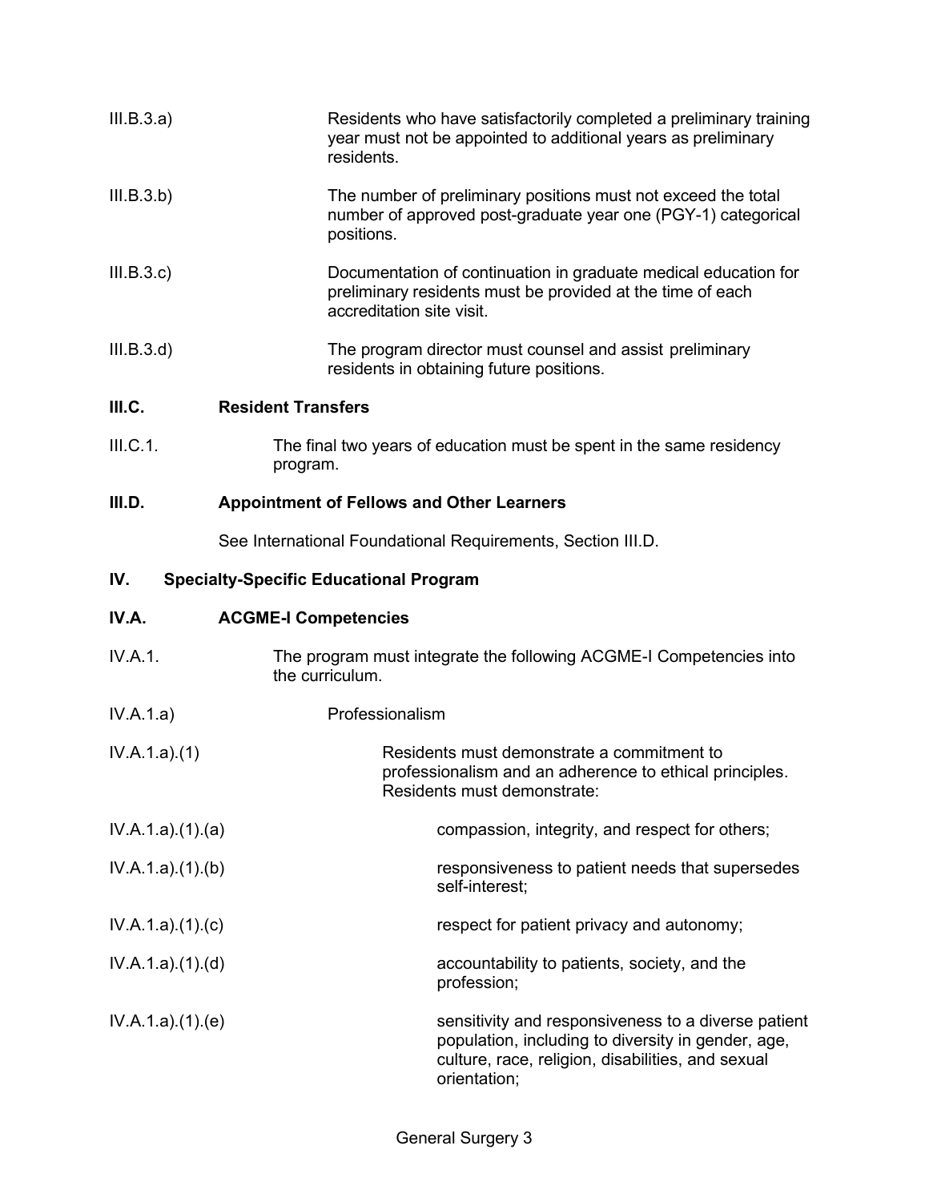III.B.3.a) Residents who have satisfactorily completed a preliminary training year must not be appointed to additional years as preliminary residents.

III.B.3.b) The number of preliminary positions must not exceed the total number of approved post-graduate year one (PGY-1) categorical positions.

III.B.3.c) Documentation of continuation in graduate medical education for preliminary residents must be provided at the time of each accreditation site visit.

III.B.3.d) The program director must counsel and assist preliminary residents in obtaining future positions.

**III.C. Resident Transfers**

III.C.1. The final two years of education must be spent in the same residency program.

**III.D. Appointment of Fellows and Other Learners**

See International Foundational Requirements, Section III.D.

**IV. Specialty-Specific Educational Program**

**IV.A. ACGME-I Competencies**

IV.A.1. The program must integrate the following ACGME-I Competencies into the curriculum.

IV.A.1.a) Professionalism

IV.A.1.a).(1) Residents must demonstrate a commitment to professionalism and an adherence to ethical principles. Residents must demonstrate:

IV.A.1.a).(1).(a) compassion, integrity, and respect for others;

IV.A.1.a).(1).(b) responsiveness to patient needs that supersedes self-interest;

IV.A.1.a).(1).(c) respect for patient privacy and autonomy;

IV.A.1.a).(1).(d) accountability to patients, society, and the profession;

IV.A.1.a).(1).(e) sensitivity and responsiveness to a diverse patient population, including to diversity in gender, age, culture, race, religion, disabilities, and sexual orientation;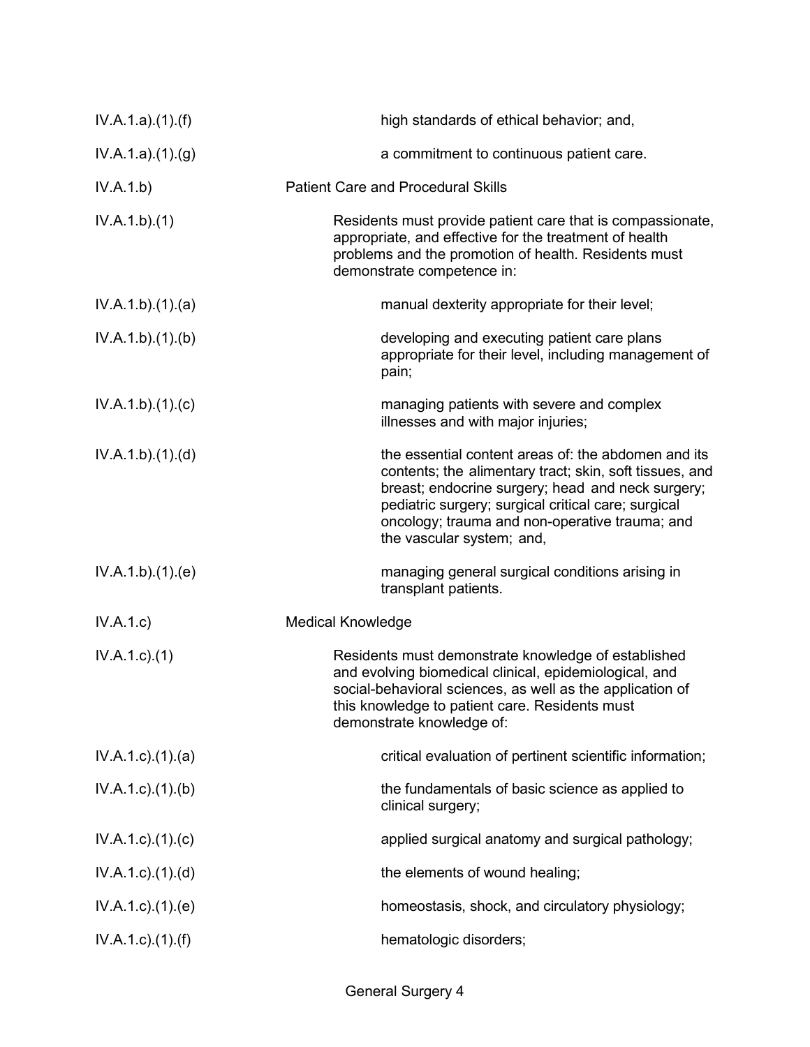| | |
|---|---|
| IV.A.1.a).(1).(f) | high standards of ethical behavior; and, |
| IV.A.1.a).(1).(g) | a commitment to continuous patient care. |
| IV.A.1.b) | Patient Care and Procedural Skills |
| IV.A.1.b).(1) | Residents must provide patient care that is compassionate, appropriate, and effective for the treatment of health problems and the promotion of health. Residents must demonstrate competence in: |
| IV.A.1.b).(1).(a) | manual dexterity appropriate for their level; |
| IV.A.1.b).(1).(b) | developing and executing patient care plans appropriate for their level, including management of pain; |
| IV.A.1.b).(1).(c) | managing patients with severe and complex illnesses and with major injuries; |
| IV.A.1.b).(1).(d) | the essential content areas of: the abdomen and its contents; the alimentary tract; skin, soft tissues, and breast; endocrine surgery; head and neck surgery; pediatric surgery; surgical critical care; surgical oncology; trauma and non-operative trauma; and the vascular system; and, |
| IV.A.1.b).(1).(e) | managing general surgical conditions arising in transplant patients. |
| IV.A.1.c) | Medical Knowledge |
| IV.A.1.c).(1) | Residents must demonstrate knowledge of established and evolving biomedical clinical, epidemiological, and social-behavioral sciences, as well as the application of this knowledge to patient care. Residents must demonstrate knowledge of: |
| IV.A.1.c).(1).(a) | critical evaluation of pertinent scientific information; |
| IV.A.1.c).(1).(b) | the fundamentals of basic science as applied to clinical surgery; |
| IV.A.1.c).(1).(c) | applied surgical anatomy and surgical pathology; |
| IV.A.1.c).(1).(d) | the elements of wound healing; |
| IV.A.1.c).(1).(e) | homeostasis, shock, and circulatory physiology; |
| IV.A.1.c).(1).(f) | hematologic disorders; |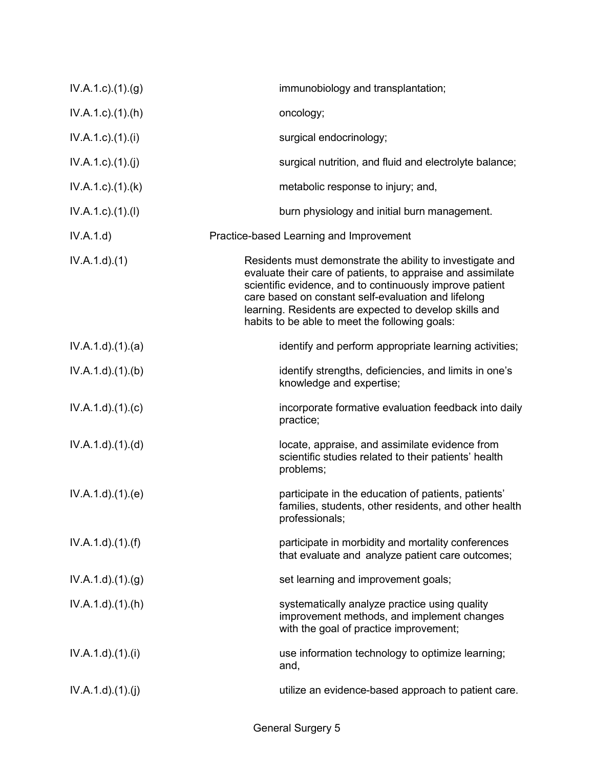| | |
|---|---|
| IV.A.1.c).(1).(g) | immunobiology and transplantation; |
| IV.A.1.c).(1).(h) | oncology; |
| IV.A.1.c).(1).(i) | surgical endocrinology; |
| IV.A.1.c).(1).(j) | surgical nutrition, and fluid and electrolyte balance; |
| IV.A.1.c).(1).(k) | metabolic response to injury; and, |
| IV.A.1.c).(1).(l) | burn physiology and initial burn management. |
| IV.A.1.d) | Practice-based Learning and Improvement |
| IV.A.1.d).(1) | Residents must demonstrate the ability to investigate and evaluate their care of patients, to appraise and assimilate scientific evidence, and to continuously improve patient care based on constant self-evaluation and lifelong learning. Residents are expected to develop skills and habits to be able to meet the following goals: |
| IV.A.1.d).(1).(a) | identify and perform appropriate learning activities; |
| IV.A.1.d).(1).(b) | identify strengths, deficiencies, and limits in one's knowledge and expertise; |
| IV.A.1.d).(1).(c) | incorporate formative evaluation feedback into daily practice; |
| IV.A.1.d).(1).(d) | locate, appraise, and assimilate evidence from scientific studies related to their patients' health problems; |
| IV.A.1.d).(1).(e) | participate in the education of patients, patients' families, students, other residents, and other health professionals; |
| IV.A.1.d).(1).(f) | participate in morbidity and mortality conferences that evaluate and analyze patient care outcomes; |
| IV.A.1.d).(1).(g) | set learning and improvement goals; |
| IV.A.1.d).(1).(h) | systematically analyze practice using quality improvement methods, and implement changes with the goal of practice improvement; |
| IV.A.1.d).(1).(i) | use information technology to optimize learning; and, |
| IV.A.1.d).(1).(j) | utilize an evidence-based approach to patient care. |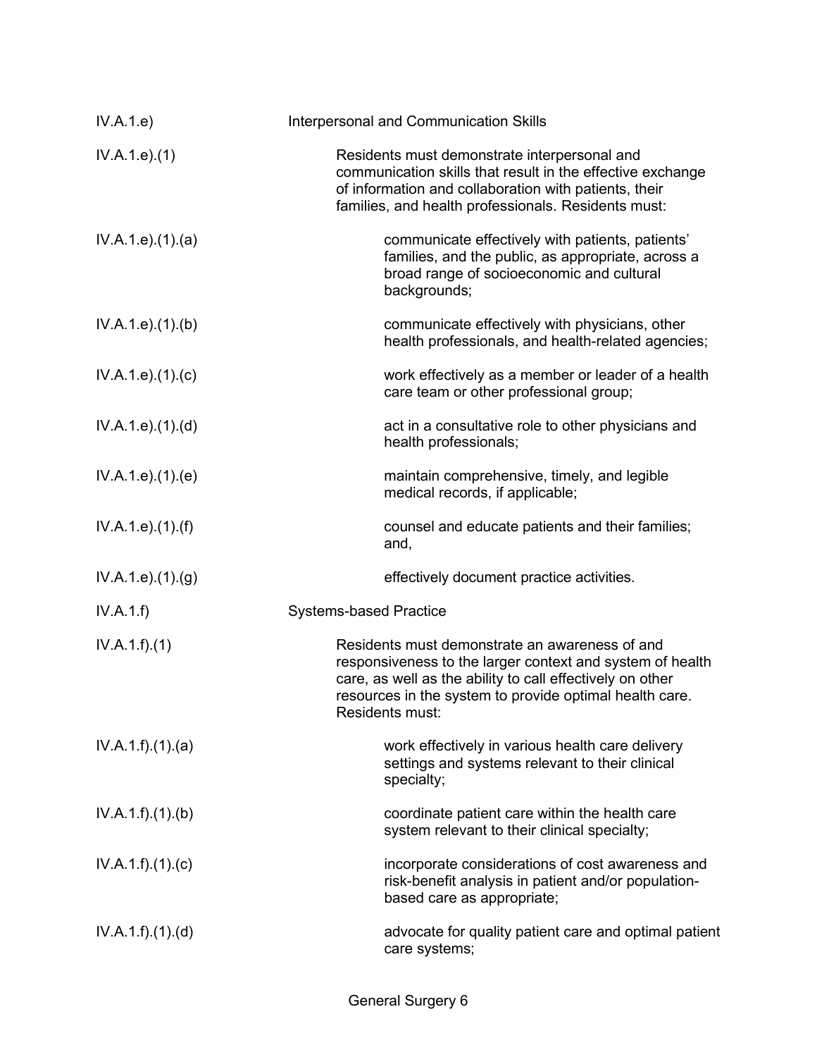IV.A.1.e) Interpersonal and Communication Skills

IV.A.1.e).(1) Residents must demonstrate interpersonal and communication skills that result in the effective exchange of information and collaboration with patients, their families, and health professionals. Residents must:

IV.A.1.e).(1).(a) communicate effectively with patients, patients' families, and the public, as appropriate, across a broad range of socioeconomic and cultural backgrounds;

IV.A.1.e).(1).(b) communicate effectively with physicians, other health professionals, and health-related agencies;

IV.A.1.e).(1).(c) work effectively as a member or leader of a health care team or other professional group;

IV.A.1.e).(1).(d) act in a consultative role to other physicians and health professionals;

IV.A.1.e).(1).(e) maintain comprehensive, timely, and legible medical records, if applicable;

IV.A.1.e).(1).(f) counsel and educate patients and their families; and,

IV.A.1.e).(1).(g) effectively document practice activities.

IV.A.1.f) Systems-based Practice

IV.A.1.f).(1) Residents must demonstrate an awareness of and responsiveness to the larger context and system of health care, as well as the ability to call effectively on other resources in the system to provide optimal health care. Residents must:

IV.A.1.f).(1).(a) work effectively in various health care delivery settings and systems relevant to their clinical specialty;

IV.A.1.f).(1).(b) coordinate patient care within the health care system relevant to their clinical specialty;

IV.A.1.f).(1).(c) incorporate considerations of cost awareness and risk-benefit analysis in patient and/or population-based care as appropriate;

IV.A.1.f).(1).(d) advocate for quality patient care and optimal patient care systems;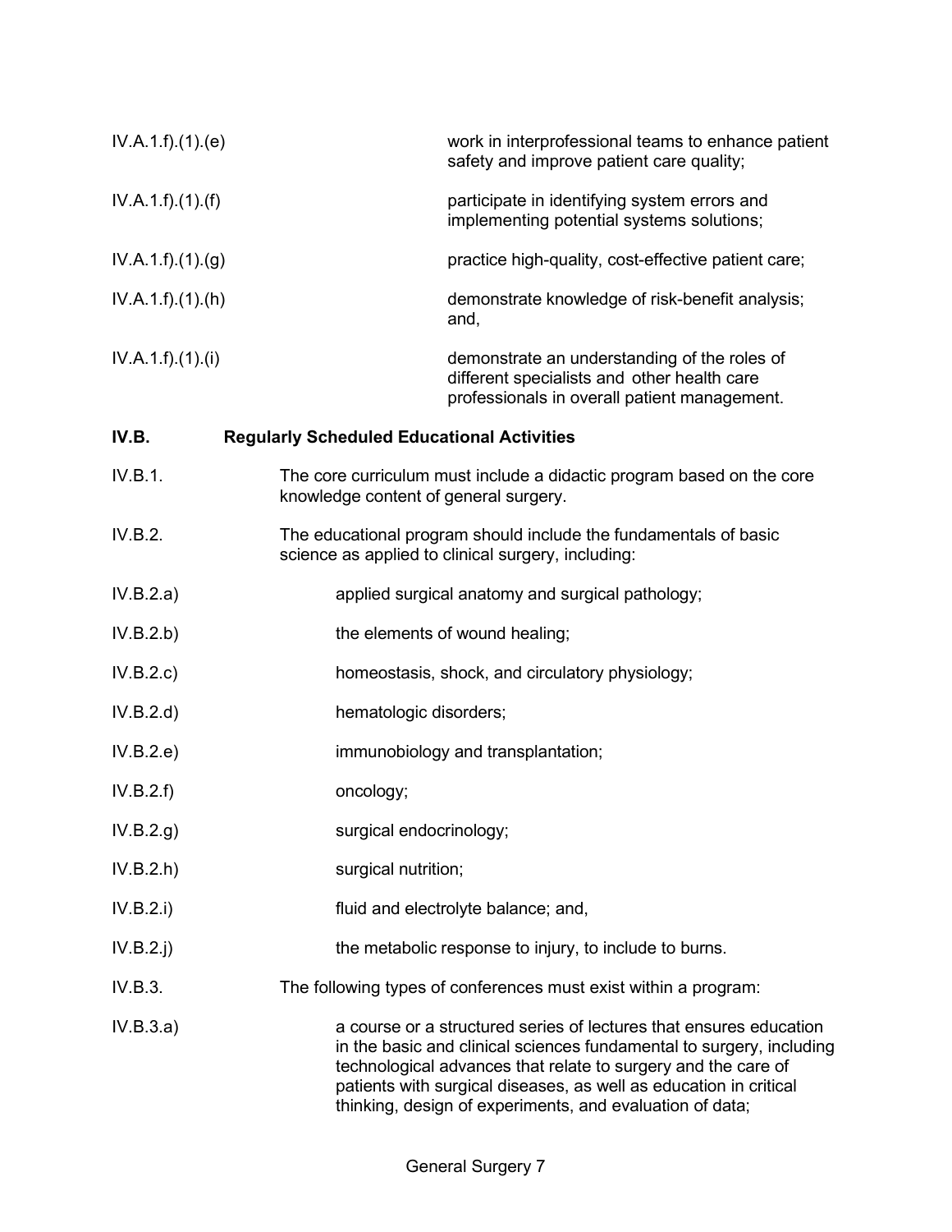| | |
|---|---|
| IV.A.1.f).(1).(e) | work in interprofessional teams to enhance patient safety and improve patient care quality; |
| IV.A.1.f).(1).(f) | participate in identifying system errors and implementing potential systems solutions; |
| IV.A.1.f).(1).(g) | practice high-quality, cost-effective patient care; |
| IV.A.1.f).(1).(h) | demonstrate knowledge of risk-benefit analysis; and, |
| IV.A.1.f).(1).(i) | demonstrate an understanding of the roles of different specialists and other health care professionals in overall patient management. |

**IV.B. Regularly Scheduled Educational Activities**

IV.B.1. The core curriculum must include a didactic program based on the core knowledge content of general surgery.

IV.B.2. The educational program should include the fundamentals of basic science as applied to clinical surgery, including:

IV.B.2.a) applied surgical anatomy and surgical pathology;

IV.B.2.b) the elements of wound healing;

IV.B.2.c) homeostasis, shock, and circulatory physiology;

IV.B.2.d) hematologic disorders;

IV.B.2.e) immunobiology and transplantation;

IV.B.2.f) oncology;

IV.B.2.g) surgical endocrinology;

IV.B.2.h) surgical nutrition;

IV.B.2.i) fluid and electrolyte balance; and,

IV.B.2.j) the metabolic response to injury, to include to burns.

IV.B.3. The following types of conferences must exist within a program:

IV.B.3.a) a course or a structured series of lectures that ensures education in the basic and clinical sciences fundamental to surgery, including technological advances that relate to surgery and the care of patients with surgical diseases, as well as education in critical thinking, design of experiments, and evaluation of data;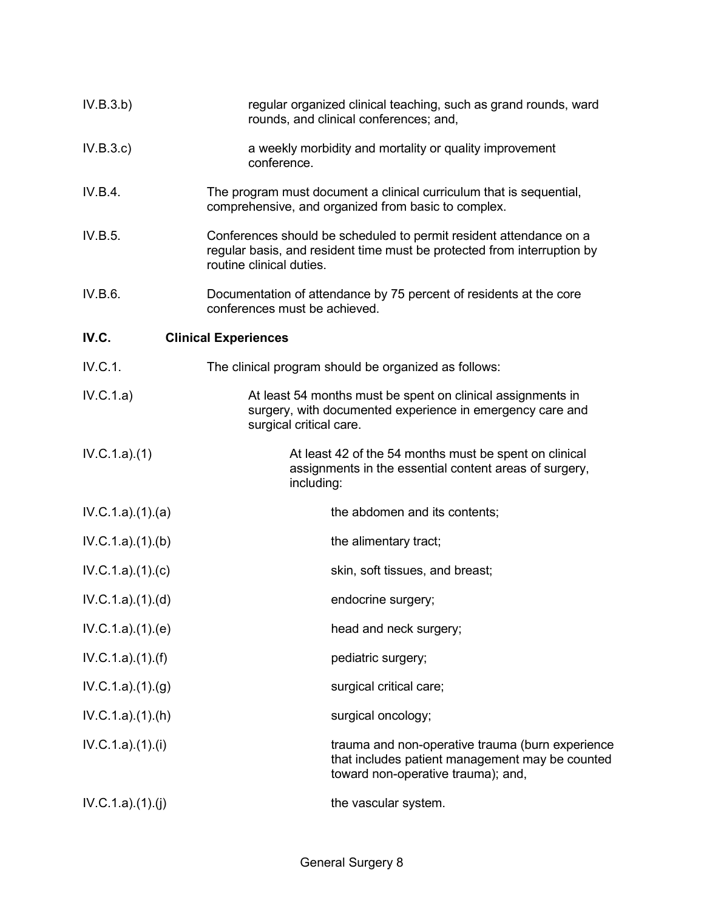IV.B.3.b) regular organized clinical teaching, such as grand rounds, ward rounds, and clinical conferences; and,

IV.B.3.c) a weekly morbidity and mortality or quality improvement conference.

IV.B.4. The program must document a clinical curriculum that is sequential, comprehensive, and organized from basic to complex.

IV.B.5. Conferences should be scheduled to permit resident attendance on a regular basis, and resident time must be protected from interruption by routine clinical duties.

IV.B.6. Documentation of attendance by 75 percent of residents at the core conferences must be achieved.

**IV.C. Clinical Experiences**

IV.C.1. The clinical program should be organized as follows:

IV.C.1.a) At least 54 months must be spent on clinical assignments in surgery, with documented experience in emergency care and surgical critical care.

IV.C.1.a).(1) At least 42 of the 54 months must be spent on clinical assignments in the essential content areas of surgery, including:

IV.C.1.a).(1).(a) the abdomen and its contents;

IV.C.1.a).(1).(b) the alimentary tract;

IV.C.1.a).(1).(c) skin, soft tissues, and breast;

IV.C.1.a).(1).(d) endocrine surgery;

IV.C.1.a).(1).(e) head and neck surgery;

IV.C.1.a).(1).(f) pediatric surgery;

IV.C.1.a).(1).(g) surgical critical care;

IV.C.1.a).(1).(h) surgical oncology;

IV.C.1.a).(1).(i) trauma and non-operative trauma (burn experience that includes patient management may be counted toward non-operative trauma); and,

IV.C.1.a).(1).(j) the vascular system.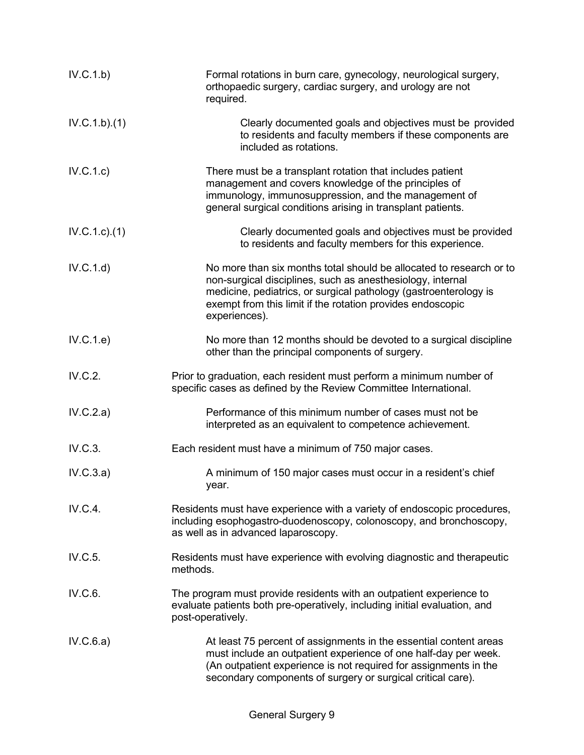| | |
|---|---|
| IV.C.1.b) | Formal rotations in burn care, gynecology, neurological surgery, orthopaedic surgery, cardiac surgery, and urology are not required. |
| IV.C.1.b).(1) | Clearly documented goals and objectives must be provided to residents and faculty members if these components are included as rotations. |
| IV.C.1.c) | There must be a transplant rotation that includes patient management and covers knowledge of the principles of immunology, immunosuppression, and the management of general surgical conditions arising in transplant patients. |
| IV.C.1.c).(1) | Clearly documented goals and objectives must be provided to residents and faculty members for this experience. |
| IV.C.1.d) | No more than six months total should be allocated to research or to non-surgical disciplines, such as anesthesiology, internal medicine, pediatrics, or surgical pathology (gastroenterology is exempt from this limit if the rotation provides endoscopic experiences). |
| IV.C.1.e) | No more than 12 months should be devoted to a surgical discipline other than the principal components of surgery. |
| IV.C.2. | Prior to graduation, each resident must perform a minimum number of specific cases as defined by the Review Committee International. |
| IV.C.2.a) | Performance of this minimum number of cases must not be interpreted as an equivalent to competence achievement. |
| IV.C.3. | Each resident must have a minimum of 750 major cases. |
| IV.C.3.a) | A minimum of 150 major cases must occur in a resident's chief year. |
| IV.C.4. | Residents must have experience with a variety of endoscopic procedures, including esophogastro-duodenoscopy, colonoscopy, and bronchoscopy, as well as in advanced laparoscopy. |
| IV.C.5. | Residents must have experience with evolving diagnostic and therapeutic methods. |
| IV.C.6. | The program must provide residents with an outpatient experience to evaluate patients both pre-operatively, including initial evaluation, and post-operatively. |
| IV.C.6.a) | At least 75 percent of assignments in the essential content areas must include an outpatient experience of one half-day per week. (An outpatient experience is not required for assignments in the secondary components of surgery or surgical critical care). |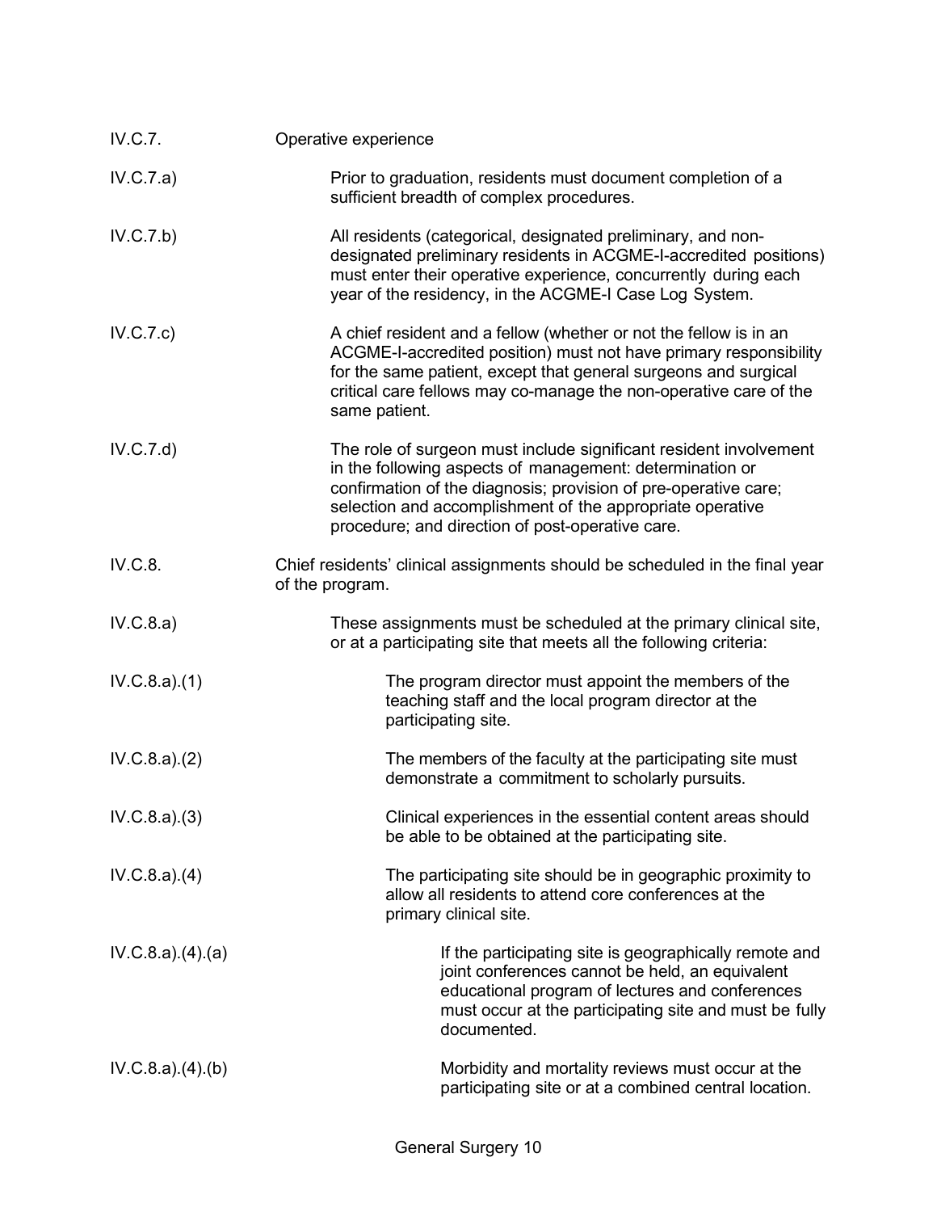IV.C.7. Operative experience

IV.C.7.a) Prior to graduation, residents must document completion of a sufficient breadth of complex procedures.

IV.C.7.b) All residents (categorical, designated preliminary, and non-designated preliminary residents in ACGME-I-accredited positions) must enter their operative experience, concurrently during each year of the residency, in the ACGME-I Case Log System.

IV.C.7.c) A chief resident and a fellow (whether or not the fellow is in an ACGME-I-accredited position) must not have primary responsibility for the same patient, except that general surgeons and surgical critical care fellows may co-manage the non-operative care of the same patient.

IV.C.7.d) The role of surgeon must include significant resident involvement in the following aspects of management: determination or confirmation of the diagnosis; provision of pre-operative care; selection and accomplishment of the appropriate operative procedure; and direction of post-operative care.

IV.C.8. Chief residents' clinical assignments should be scheduled in the final year of the program.

IV.C.8.a) These assignments must be scheduled at the primary clinical site, or at a participating site that meets all the following criteria:

IV.C.8.a).(1) The program director must appoint the members of the teaching staff and the local program director at the participating site.

IV.C.8.a).(2) The members of the faculty at the participating site must demonstrate a commitment to scholarly pursuits.

IV.C.8.a).(3) Clinical experiences in the essential content areas should be able to be obtained at the participating site.

IV.C.8.a).(4) The participating site should be in geographic proximity to allow all residents to attend core conferences at the primary clinical site.

IV.C.8.a).(4).(a) If the participating site is geographically remote and joint conferences cannot be held, an equivalent educational program of lectures and conferences must occur at the participating site and must be fully documented.

IV.C.8.a).(4).(b) Morbidity and mortality reviews must occur at the participating site or at a combined central location.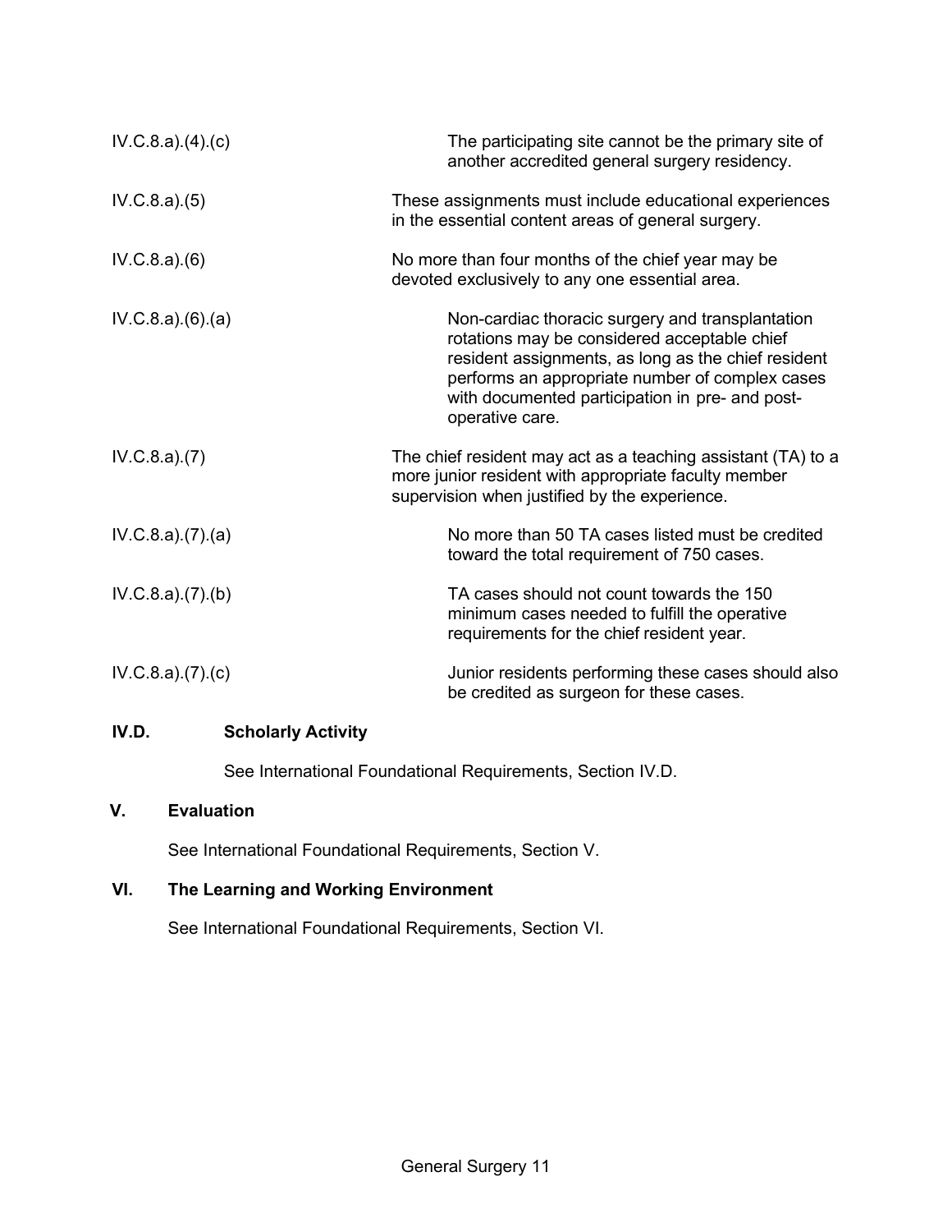| | |
|---|---|
| IV.C.8.a).(4).(c) | The participating site cannot be the primary site of another accredited general surgery residency. |
| IV.C.8.a).(5) | These assignments must include educational experiences in the essential content areas of general surgery. |
| IV.C.8.a).(6) | No more than four months of the chief year may be devoted exclusively to any one essential area. |
| IV.C.8.a).(6).(a) | Non-cardiac thoracic surgery and transplantation rotations may be considered acceptable chief resident assignments, as long as the chief resident performs an appropriate number of complex cases with documented participation in pre- and post-operative care. |
| IV.C.8.a).(7) | The chief resident may act as a teaching assistant (TA) to a more junior resident with appropriate faculty member supervision when justified by the experience. |
| IV.C.8.a).(7).(a) | No more than 50 TA cases listed must be credited toward the total requirement of 750 cases. |
| IV.C.8.a).(7).(b) | TA cases should not count towards the 150 minimum cases needed to fulfill the operative requirements for the chief resident year. |
| IV.C.8.a).(7).(c) | Junior residents performing these cases should also be credited as surgeon for these cases. |

## IV.D. Scholarly Activity

See International Foundational Requirements, Section IV.D.

# V. Evaluation

See International Foundational Requirements, Section V.

# VI. The Learning and Working Environment

See International Foundational Requirements, Section VI.